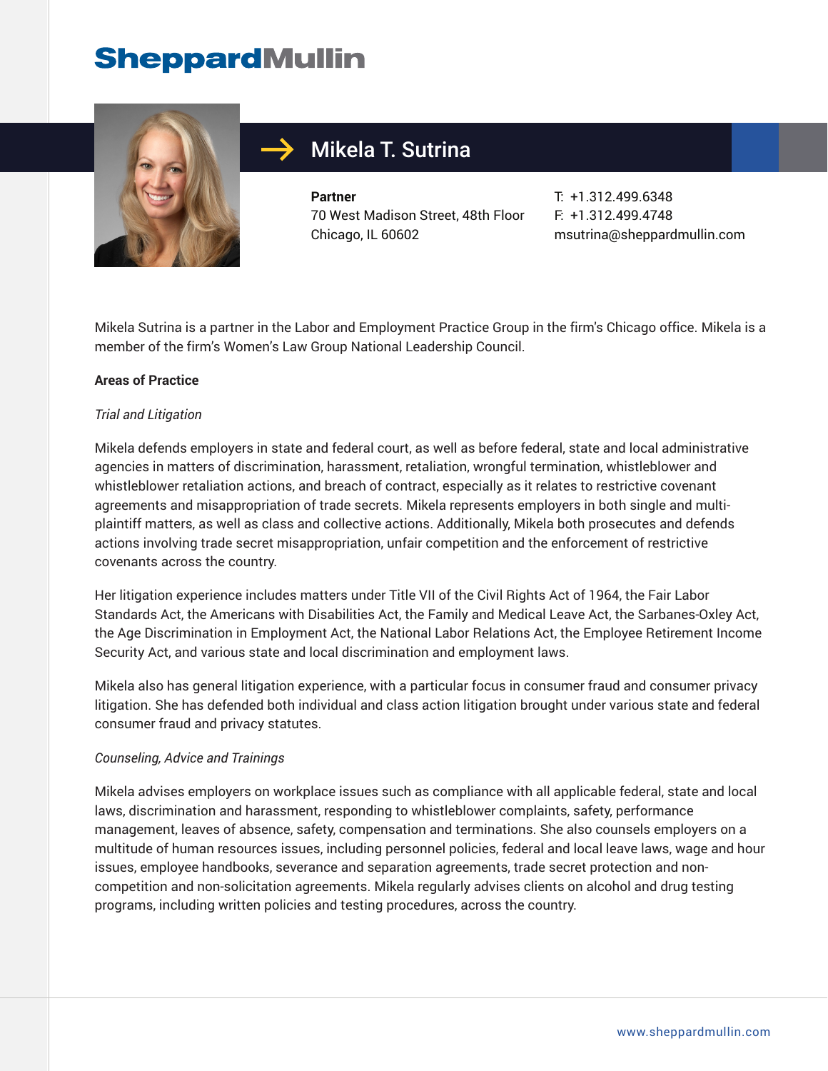# Mikela T. Sutrina

**Partner**
70 West Madison Street, 48th Floor
Chicago, IL 60602

T: +1.312.499.6348
F: +1.312.499.4748
msutrina@sheppardmullin.com

Mikela Sutrina is a partner in the Labor and Employment Practice Group in the firm's Chicago office. Mikela is a member of the firm's Women's Law Group National Leadership Council.

**Areas of Practice**

*Trial and Litigation*

Mikela defends employers in state and federal court, as well as before federal, state and local administrative agencies in matters of discrimination, harassment, retaliation, wrongful termination, whistleblower and whistleblower retaliation actions, and breach of contract, especially as it relates to restrictive covenant agreements and misappropriation of trade secrets. Mikela represents employers in both single and multi-plaintiff matters, as well as class and collective actions. Additionally, Mikela both prosecutes and defends actions involving trade secret misappropriation, unfair competition and the enforcement of restrictive covenants across the country.

Her litigation experience includes matters under Title VII of the Civil Rights Act of 1964, the Fair Labor Standards Act, the Americans with Disabilities Act, the Family and Medical Leave Act, the Sarbanes-Oxley Act, the Age Discrimination in Employment Act, the National Labor Relations Act, the Employee Retirement Income Security Act, and various state and local discrimination and employment laws.

Mikela also has general litigation experience, with a particular focus in consumer fraud and consumer privacy litigation. She has defended both individual and class action litigation brought under various state and federal consumer fraud and privacy statutes.

*Counseling, Advice and Trainings*

Mikela advises employers on workplace issues such as compliance with all applicable federal, state and local laws, discrimination and harassment, responding to whistleblower complaints, safety, performance management, leaves of absence, safety, compensation and terminations. She also counsels employers on a multitude of human resources issues, including personnel policies, federal and local leave laws, wage and hour issues, employee handbooks, severance and separation agreements, trade secret protection and non-competition and non-solicitation agreements. Mikela regularly advises clients on alcohol and drug testing programs, including written policies and testing procedures, across the country.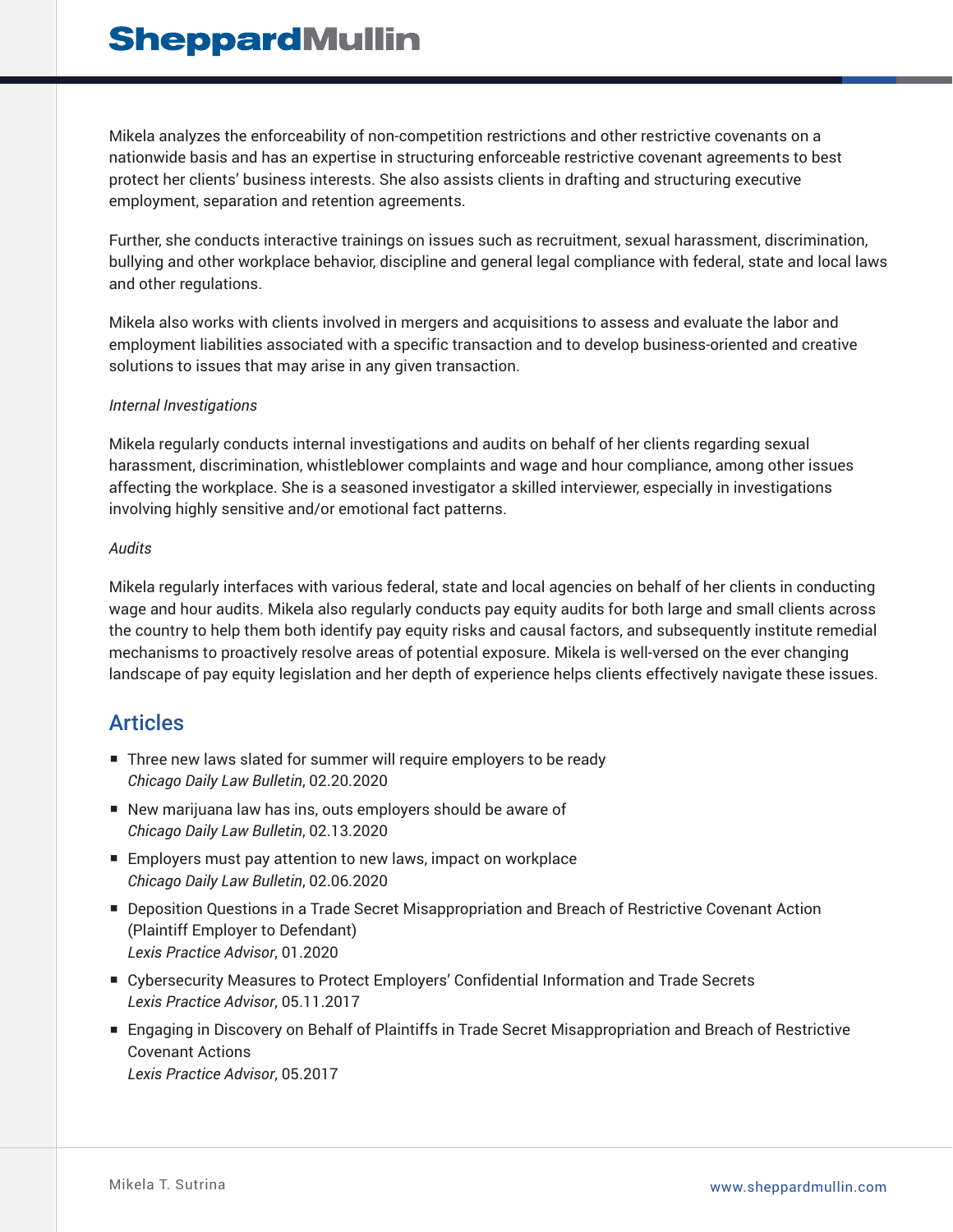Mikela analyzes the enforceability of non-competition restrictions and other restrictive covenants on a nationwide basis and has an expertise in structuring enforceable restrictive covenant agreements to best protect her clients' business interests. She also assists clients in drafting and structuring executive employment, separation and retention agreements.

Further, she conducts interactive trainings on issues such as recruitment, sexual harassment, discrimination, bullying and other workplace behavior, discipline and general legal compliance with federal, state and local laws and other regulations.

Mikela also works with clients involved in mergers and acquisitions to assess and evaluate the labor and employment liabilities associated with a specific transaction and to develop business-oriented and creative solutions to issues that may arise in any given transaction.

*Internal Investigations*

Mikela regularly conducts internal investigations and audits on behalf of her clients regarding sexual harassment, discrimination, whistleblower complaints and wage and hour compliance, among other issues affecting the workplace. She is a seasoned investigator a skilled interviewer, especially in investigations involving highly sensitive and/or emotional fact patterns.

*Audits*

Mikela regularly interfaces with various federal, state and local agencies on behalf of her clients in conducting wage and hour audits. Mikela also regularly conducts pay equity audits for both large and small clients across the country to help them both identify pay equity risks and causal factors, and subsequently institute remedial mechanisms to proactively resolve areas of potential exposure. Mikela is well-versed on the ever changing landscape of pay equity legislation and her depth of experience helps clients effectively navigate these issues.

## Articles

- Three new laws slated for summer will require employers to be ready
  *Chicago Daily Law Bulletin*, 02.20.2020
- New marijuana law has ins, outs employers should be aware of
  *Chicago Daily Law Bulletin*, 02.13.2020
- Employers must pay attention to new laws, impact on workplace
  *Chicago Daily Law Bulletin*, 02.06.2020
- Deposition Questions in a Trade Secret Misappropriation and Breach of Restrictive Covenant Action (Plaintiff Employer to Defendant)
  *Lexis Practice Advisor*, 01.2020
- Cybersecurity Measures to Protect Employers' Confidential Information and Trade Secrets
  *Lexis Practice Advisor*, 05.11.2017
- Engaging in Discovery on Behalf of Plaintiffs in Trade Secret Misappropriation and Breach of Restrictive Covenant Actions
  *Lexis Practice Advisor*, 05.2017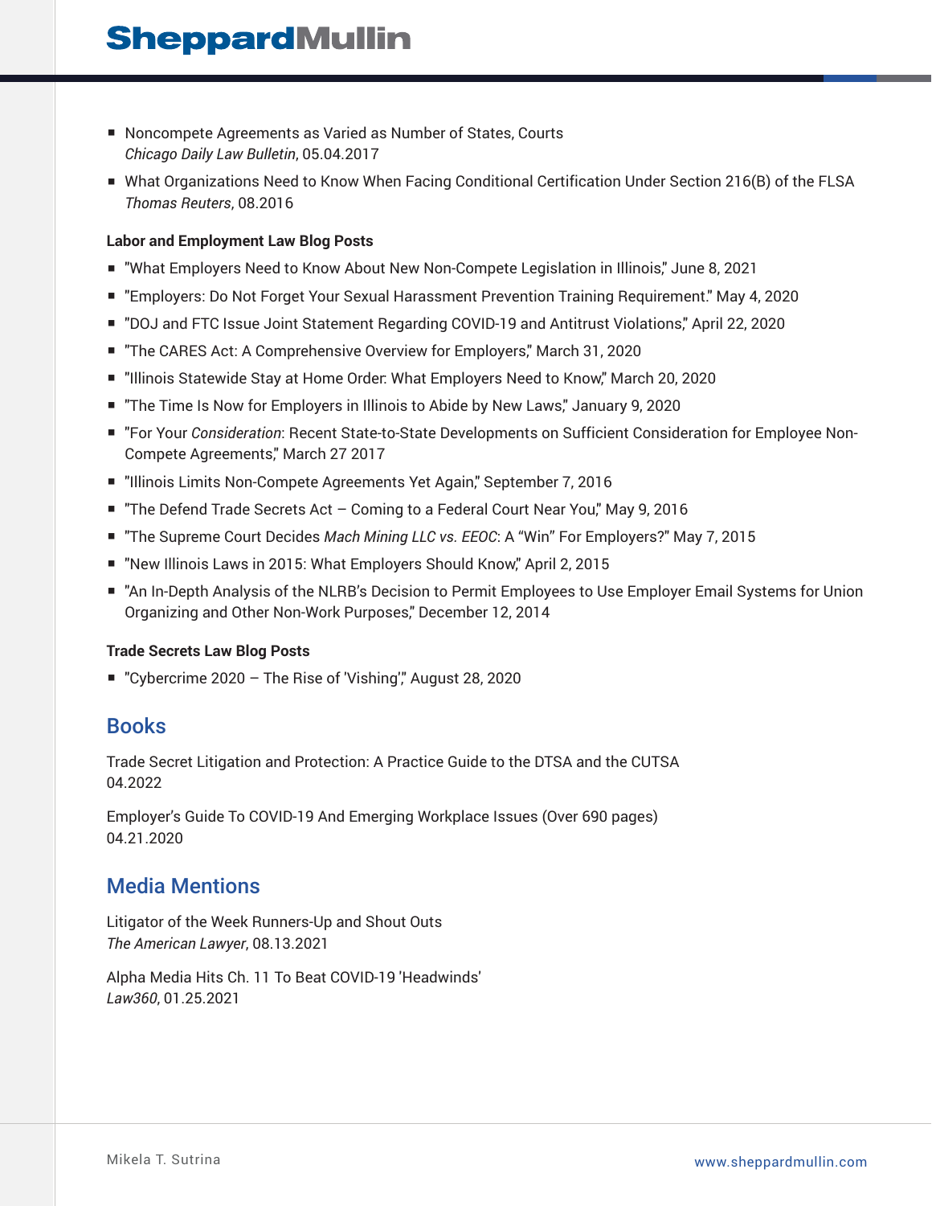- Noncompete Agreements as Varied as Number of States, Courts
  *Chicago Daily Law Bulletin*, 05.04.2017
- What Organizations Need to Know When Facing Conditional Certification Under Section 216(B) of the FLSA
  *Thomas Reuters*, 08.2016

**Labor and Employment Law Blog Posts**

- "What Employers Need to Know About New Non-Compete Legislation in Illinois," June 8, 2021
- "Employers: Do Not Forget Your Sexual Harassment Prevention Training Requirement." May 4, 2020
- "DOJ and FTC Issue Joint Statement Regarding COVID-19 and Antitrust Violations," April 22, 2020
- "The CARES Act: A Comprehensive Overview for Employers," March 31, 2020
- "Illinois Statewide Stay at Home Order: What Employers Need to Know," March 20, 2020
- "The Time Is Now for Employers in Illinois to Abide by New Laws," January 9, 2020
- "For Your *Consideration*: Recent State-to-State Developments on Sufficient Consideration for Employee Non-Compete Agreements," March 27 2017
- "Illinois Limits Non-Compete Agreements Yet Again," September 7, 2016
- "The Defend Trade Secrets Act – Coming to a Federal Court Near You," May 9, 2016
- "The Supreme Court Decides *Mach Mining LLC vs. EEOC*: A "Win" For Employers?" May 7, 2015
- "New Illinois Laws in 2015: What Employers Should Know," April 2, 2015
- "An In-Depth Analysis of the NLRB's Decision to Permit Employees to Use Employer Email Systems for Union Organizing and Other Non-Work Purposes," December 12, 2014

**Trade Secrets Law Blog Posts**

- "Cybercrime 2020 – The Rise of 'Vishing'," August 28, 2020

## Books

Trade Secret Litigation and Protection: A Practice Guide to the DTSA and the CUTSA
04.2022

Employer's Guide To COVID-19 And Emerging Workplace Issues (Over 690 pages)
04.21.2020

## Media Mentions

Litigator of the Week Runners-Up and Shout Outs
*The American Lawyer*, 08.13.2021

Alpha Media Hits Ch. 11 To Beat COVID-19 'Headwinds'
*Law360*, 01.25.2021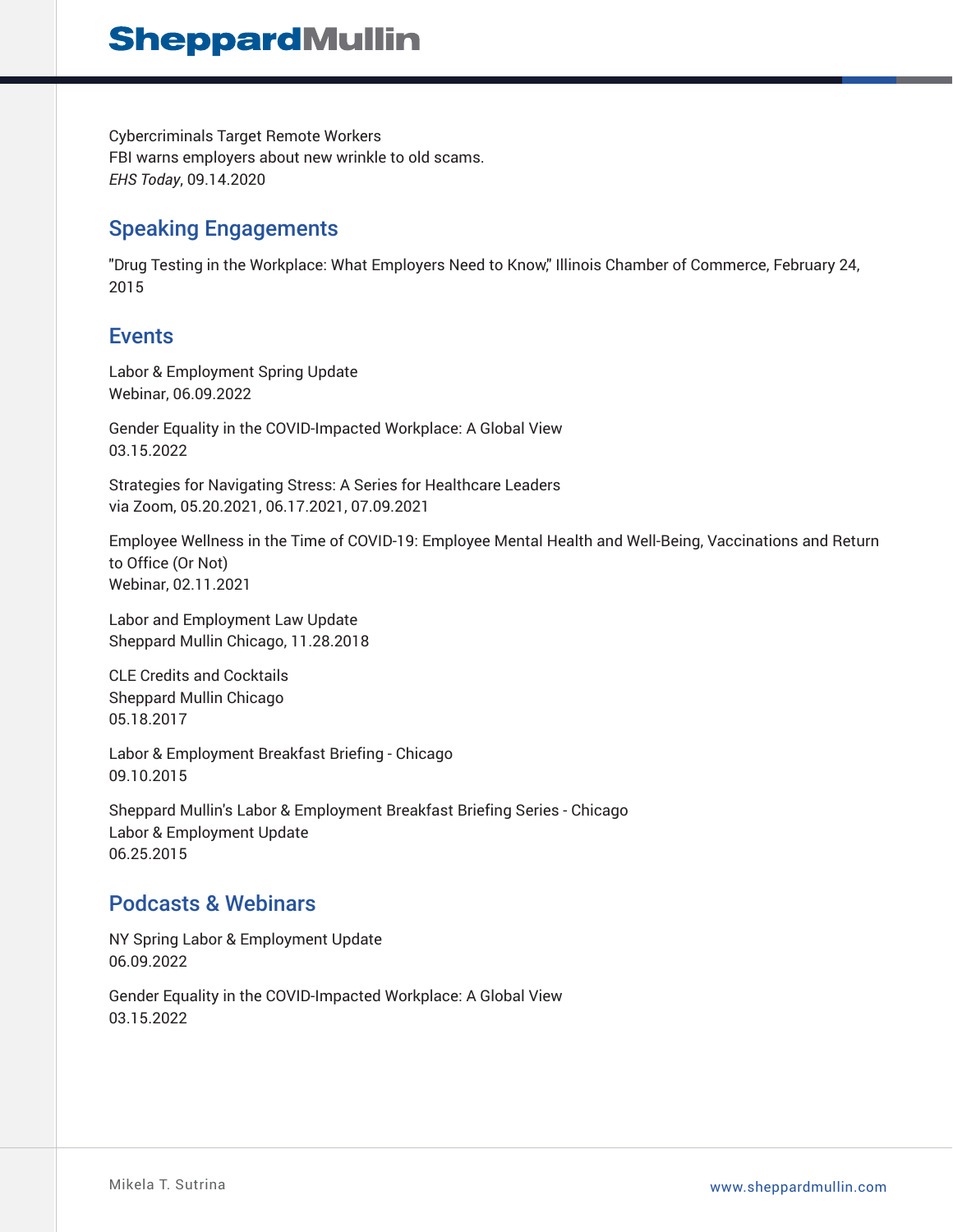Cybercriminals Target Remote Workers
FBI warns employers about new wrinkle to old scams.
*EHS Today*, 09.14.2020

## Speaking Engagements

"Drug Testing in the Workplace: What Employers Need to Know," Illinois Chamber of Commerce, February 24, 2015

## Events

Labor & Employment Spring Update
Webinar, 06.09.2022

Gender Equality in the COVID-Impacted Workplace: A Global View
03.15.2022

Strategies for Navigating Stress: A Series for Healthcare Leaders
via Zoom, 05.20.2021, 06.17.2021, 07.09.2021

Employee Wellness in the Time of COVID-19: Employee Mental Health and Well-Being, Vaccinations and Return to Office (Or Not)
Webinar, 02.11.2021

Labor and Employment Law Update
Sheppard Mullin Chicago, 11.28.2018

CLE Credits and Cocktails
Sheppard Mullin Chicago
05.18.2017

Labor & Employment Breakfast Briefing - Chicago
09.10.2015

Sheppard Mullin's Labor & Employment Breakfast Briefing Series - Chicago
Labor & Employment Update
06.25.2015

## Podcasts & Webinars

NY Spring Labor & Employment Update
06.09.2022

Gender Equality in the COVID-Impacted Workplace: A Global View
03.15.2022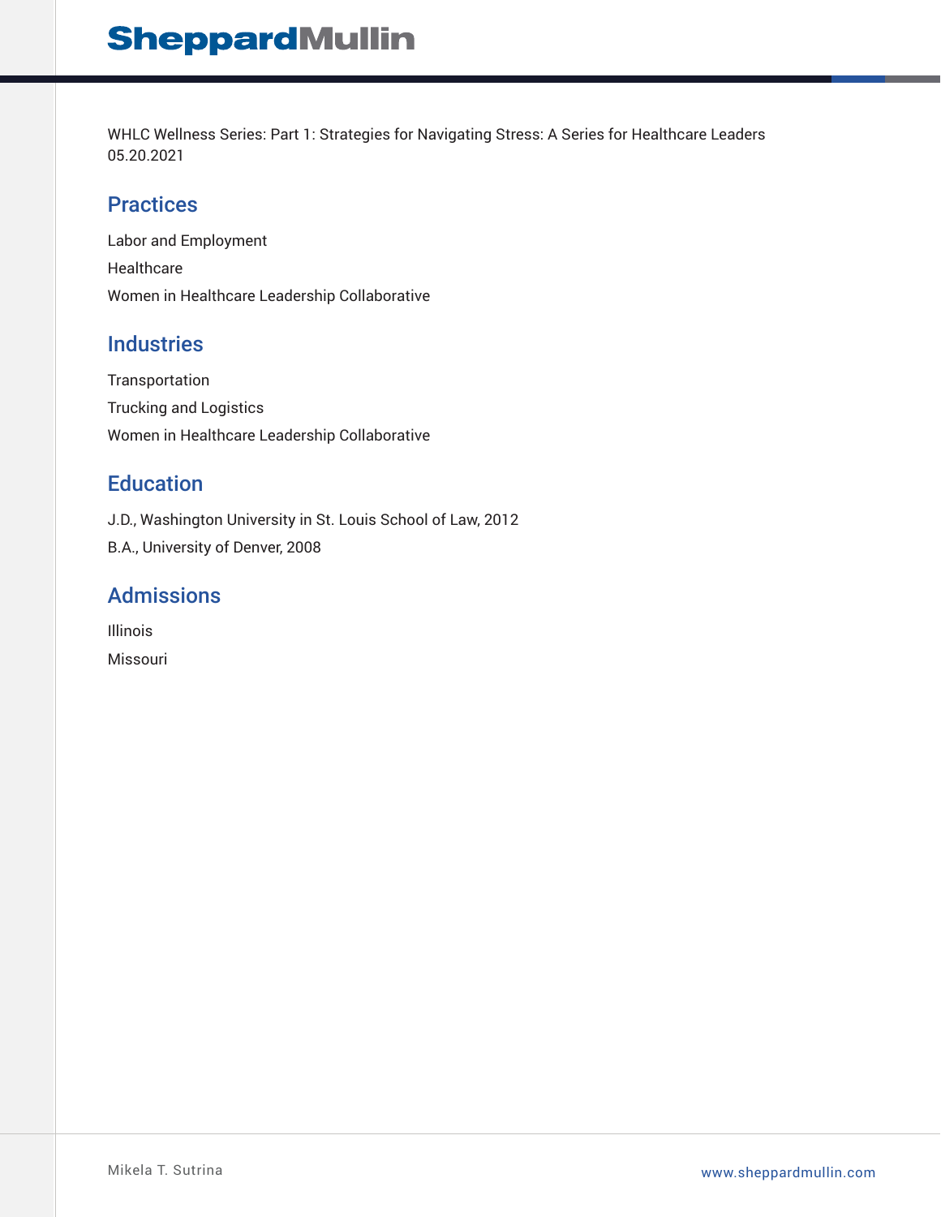WHLC Wellness Series: Part 1: Strategies for Navigating Stress: A Series for Healthcare Leaders
05.20.2021

## Practices

Labor and Employment

Healthcare

Women in Healthcare Leadership Collaborative

## Industries

Transportation

Trucking and Logistics

Women in Healthcare Leadership Collaborative

## Education

J.D., Washington University in St. Louis School of Law, 2012

B.A., University of Denver, 2008

## Admissions

Illinois

Missouri